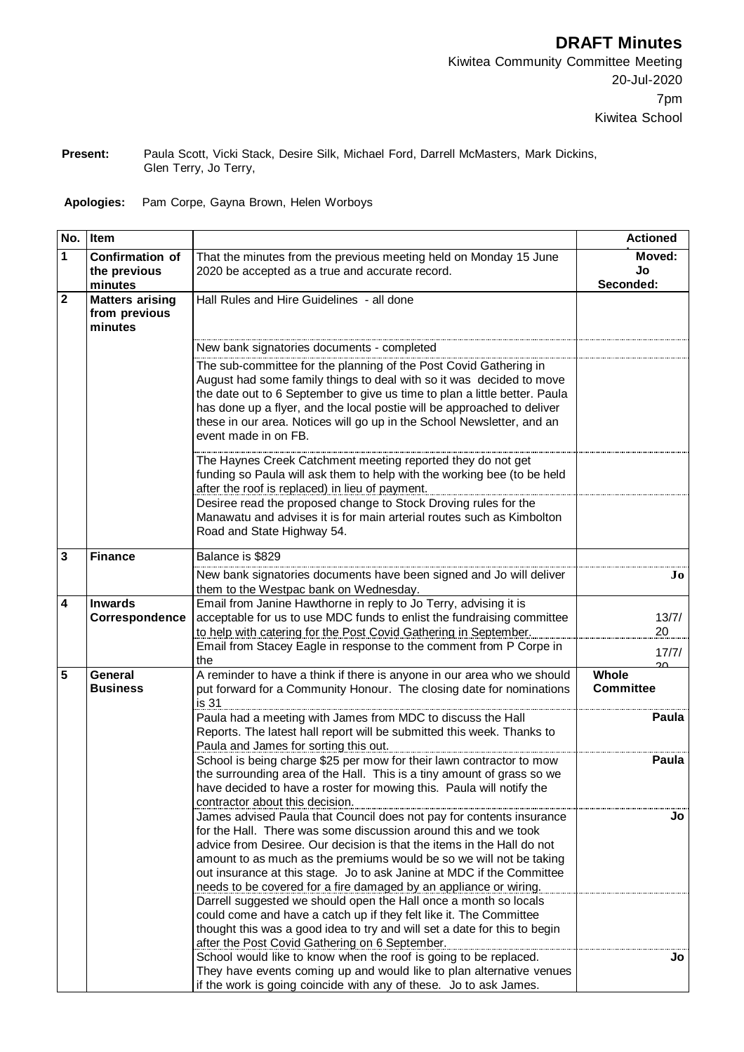# DRAFT Minutes

Kiwitea Community Committee Meeting
20-Jul-2020
7pm
Kiwitea School

**Present:** Paula Scott, Vicki Stack, Desire Silk, Michael Ford, Darrell McMasters, Mark Dickins, Glen Terry, Jo Terry,

**Apologies:** Pam Corpe, Gayna Brown, Helen Worboys

| No. | Item | | Actioned |
|---|---|---|---|
| 1 | **Confirmation of the previous minutes** | That the minutes from the previous meeting held on Monday 15 June 2020 be accepted as a true and accurate record. | **Moved: Jo Seconded:** |
| 2 | **Matters arising from previous minutes** | Hall Rules and Hire Guidelines - all done | |
| | | New bank signatories documents - completed | |
| | | The sub-committee for the planning of the Post Covid Gathering in August had some family things to deal with so it was decided to move the date out to 6 September to give us time to plan a little better. Paula has done up a flyer, and the local postie will be approached to deliver these in our area. Notices will go up in the School Newsletter, and an event made in on FB. | |
| | | The Haynes Creek Catchment meeting reported they do not get funding so Paula will ask them to help with the working bee (to be held after the roof is replaced) in lieu of payment. | |
| | | Desiree read the proposed change to Stock Droving rules for the Manawatu and advises it is for main arterial routes such as Kimbolton Road and State Highway 54. | |
| 3 | **Finance** | Balance is $829 | |
| | | New bank signatories documents have been signed and Jo will deliver them to the Westpac bank on Wednesday. | **Jo** |
| 4 | **Inwards Correspondence** | Email from Janine Hawthorne in reply to Jo Terry, advising it is acceptable for us to use MDC funds to enlist the fundraising committee to help with catering for the Post Covid Gathering in September. | 13/7/20 |
| | | Email from Stacey Eagle in response to the comment from P Corpe in the | 17/7/20 |
| 5 | **General Business** | A reminder to have a think if there is anyone in our area who we should put forward for a Community Honour. The closing date for nominations is 31 | **Whole Committee** |
| | | Paula had a meeting with James from MDC to discuss the Hall Reports. The latest hall report will be submitted this week. Thanks to Paula and James for sorting this out. | **Paula** |
| | | School is being charge $25 per mow for their lawn contractor to mow the surrounding area of the Hall. This is a tiny amount of grass so we have decided to have a roster for mowing this. Paula will notify the contractor about this decision. | **Paula** |
| | | James advised Paula that Council does not pay for contents insurance for the Hall. There was some discussion around this and we took advice from Desiree. Our decision is that the items in the Hall do not amount to as much as the premiums would be so we will not be taking out insurance at this stage. Jo to ask Janine at MDC if the Committee needs to be covered for a fire damaged by an appliance or wiring. | **Jo** |
| | | Darrell suggested we should open the Hall once a month so locals could come and have a catch up if they felt like it. The Committee thought this was a good idea to try and will set a date for this to begin after the Post Covid Gathering on 6 September. | |
| | | School would like to know when the roof is going to be replaced. They have events coming up and would like to plan alternative venues if the work is going coincide with any of these. Jo to ask James. | **Jo** |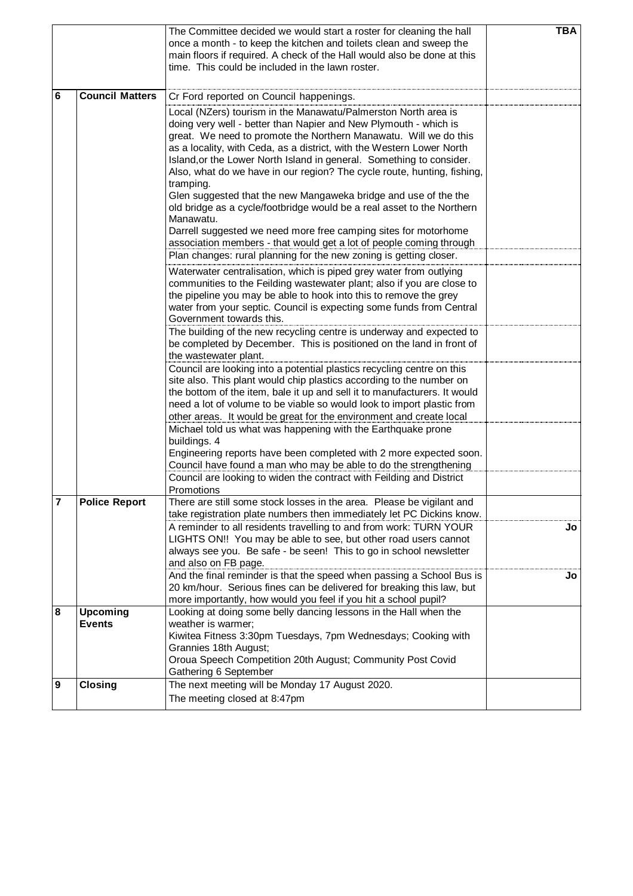| | | | |
|---|---|---|---|
| | | The Committee decided we would start a roster for cleaning the hall once a month - to keep the kitchen and toilets clean and sweep the main floors if required. A check of the Hall would also be done at this time. This could be included in the lawn roster. | **TBA** |
| **6** | **Council Matters** | Cr Ford reported on Council happenings. | |
| | | Local (NZers) tourism in the Manawatu/Palmerston North area is doing very well - better than Napier and New Plymouth - which is great. We need to promote the Northern Manawatu. Will we do this as a locality, with Ceda, as a district, with the Western Lower North Island,or the Lower North Island in general. Something to consider. Also, what do we have in our region? The cycle route, hunting, fishing, tramping.<br>Glen suggested that the new Mangaweka bridge and use of the the old bridge as a cycle/footbridge would be a real asset to the Northern Manawatu.<br>Darrell suggested we need more free camping sites for motorhome association members - that would get a lot of people coming through | |
| | | Plan changes: rural planning for the new zoning is getting closer. | |
| | | Waterwater centralisation, which is piped grey water from outlying communities to the Feilding wastewater plant; also if you are close to the pipeline you may be able to hook into this to remove the grey water from your septic. Council is expecting some funds from Central Government towards this. | |
| | | The building of the new recycling centre is underway and expected to be completed by December. This is positioned on the land in front of the wastewater plant. | |
| | | Council are looking into a potential plastics recycling centre on this site also. This plant would chip plastics according to the number on the bottom of the item, bale it up and sell it to manufacturers. It would need a lot of volume to be viable so would look to import plastic from other areas. It would be great for the environment and create local | |
| | | Michael told us what was happening with the Earthquake prone buildings. 4<br>Engineering reports have been completed with 2 more expected soon. Council have found a man who may be able to do the strengthening | |
| | | Council are looking to widen the contract with Feilding and District Promotions | |
| **7** | **Police Report** | There are still some stock losses in the area. Please be vigilant and take registration plate numbers then immediately let PC Dickins know. | |
| | | A reminder to all residents travelling to and from work: TURN YOUR LIGHTS ON!! You may be able to see, but other road users cannot always see you. Be safe - be seen! This to go in school newsletter and also on FB page. | **Jo** |
| | | And the final reminder is that the speed when passing a School Bus is 20 km/hour. Serious fines can be delivered for breaking this law, but more importantly, how would you feel if you hit a school pupil? | **Jo** |
| **8** | **Upcoming Events** | Looking at doing some belly dancing lessons in the Hall when the weather is warmer;<br>Kiwitea Fitness 3:30pm Tuesdays, 7pm Wednesdays; Cooking with Grannies 18th August;<br>Oroua Speech Competition 20th August; Community Post Covid Gathering 6 September | |
| **9** | **Closing** | The next meeting will be Monday 17 August 2020.<br>The meeting closed at 8:47pm | |